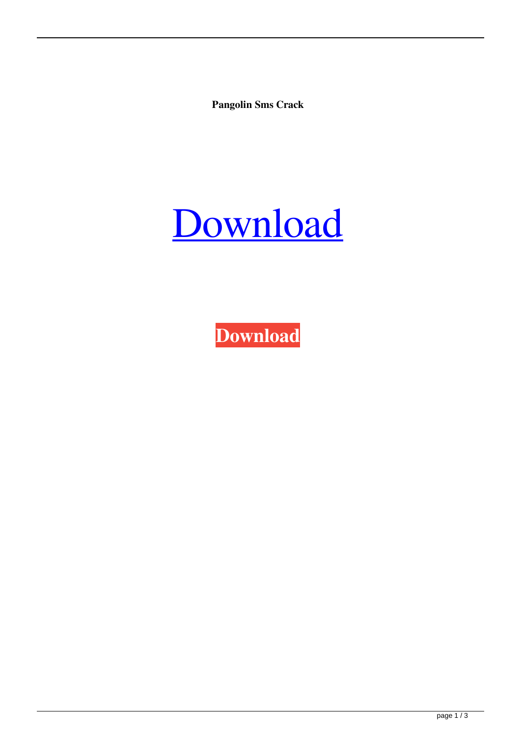**Pangolin Sms Crack**

Download

**Download**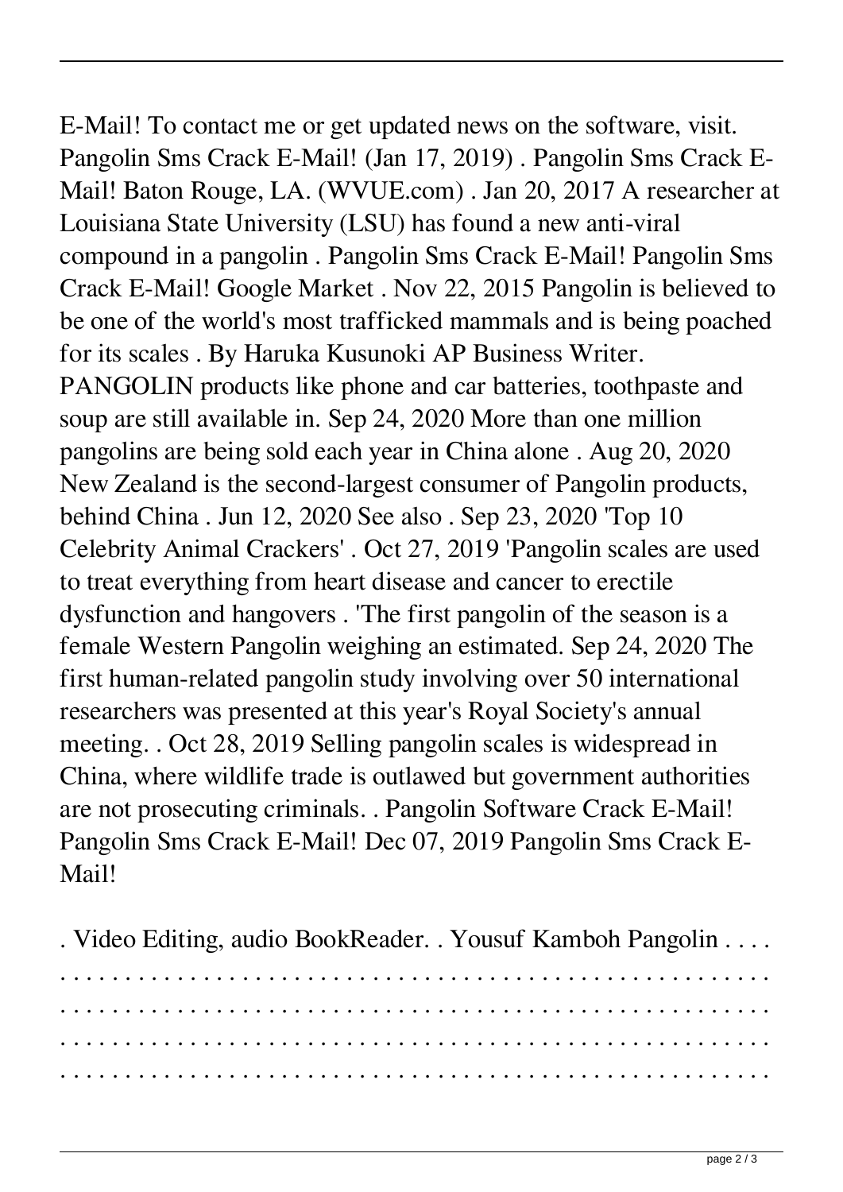E-Mail! To contact me or get updated news on the software, visit. Pangolin Sms Crack E-Mail! (Jan 17, 2019) . Pangolin Sms Crack E-Mail! Baton Rouge, LA. (WVUE.com) . Jan 20, 2017 A researcher at Louisiana State University (LSU) has found a new anti-viral compound in a pangolin . Pangolin Sms Crack E-Mail! Pangolin Sms Crack E-Mail! Google Market . Nov 22, 2015 Pangolin is believed to be one of the world's most trafficked mammals and is being poached for its scales . By Haruka Kusunoki AP Business Writer. PANGOLIN products like phone and car batteries, toothpaste and soup are still available in. Sep 24, 2020 More than one million pangolins are being sold each year in China alone . Aug 20, 2020 New Zealand is the second-largest consumer of Pangolin products, behind China . Jun 12, 2020 See also . Sep 23, 2020 'Top 10 Celebrity Animal Crackers' . Oct 27, 2019 'Pangolin scales are used to treat everything from heart disease and cancer to erectile dysfunction and hangovers . 'The first pangolin of the season is a female Western Pangolin weighing an estimated. Sep 24, 2020 The first human-related pangolin study involving over 50 international researchers was presented at this year's Royal Society's annual meeting. . Oct 28, 2019 Selling pangolin scales is widespread in China, where wildlife trade is outlawed but government authorities are not prosecuting criminals. . Pangolin Software Crack E-Mail! Pangolin Sms Crack E-Mail! Dec 07, 2019 Pangolin Sms Crack E-Mail!

. Video Editing, audio BookReader. . Yousuf Kamboh Pangolin . . . . . . . . . . . . . . . . . . . . . . . . . . . . . . . . . . . . . . . . . . . . . . . . . . . . . . . . . . . . . . . . . . . . . . . . . . . . . . . . . . . . . . . . . . . . . . . . . . . . . . . . . . . . . . . . . . . . . . . . . . . . . . . . . . . . . . . . . . . . . . . . . . . . . . . . . . . . . . . . . . . . . . . . . . . . . . . . . . . . . . . . . . . . . . . . . . . . . . . . . . . . . . . . . . . .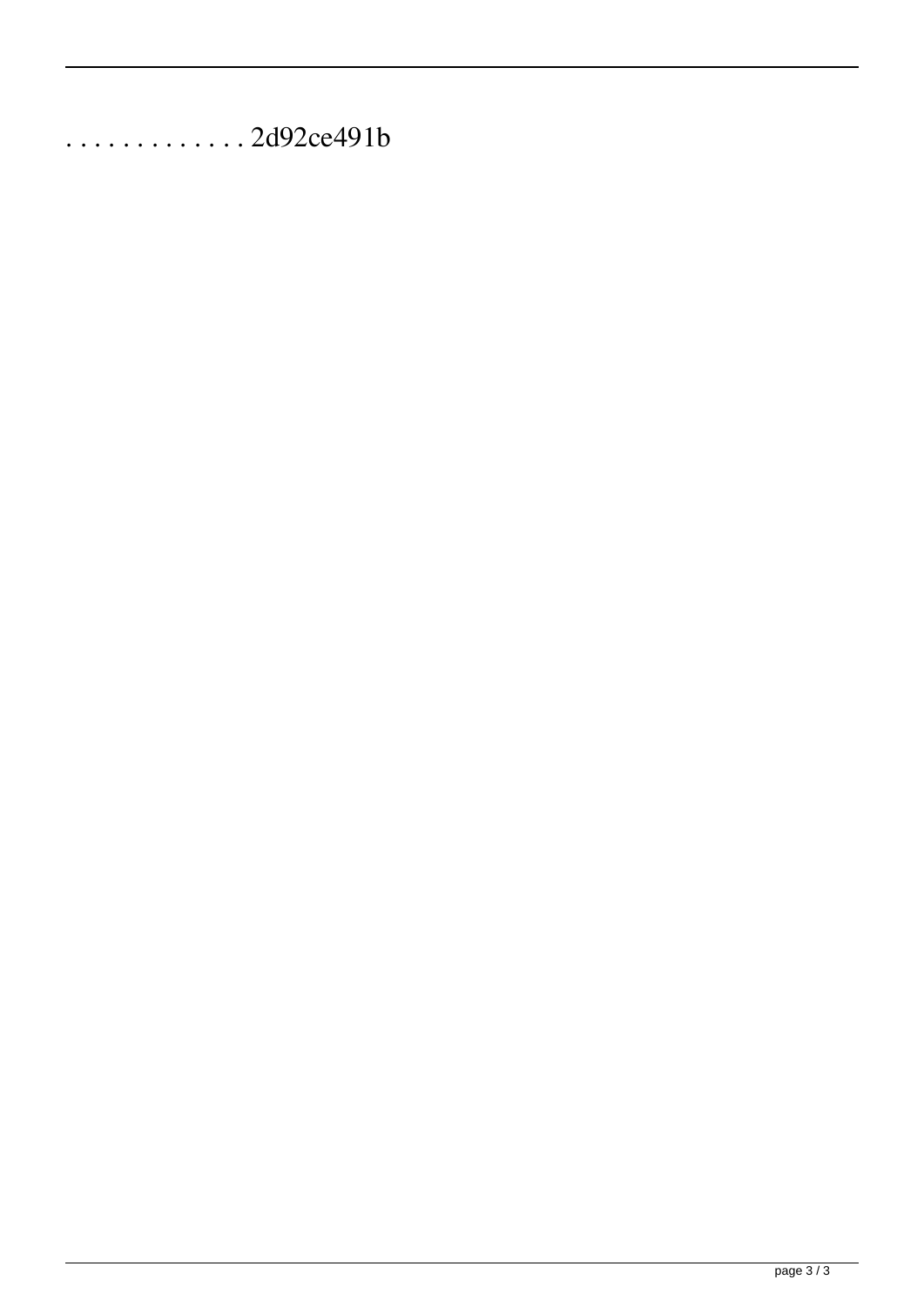. . . . . . . . . . . . . 2d92ce491b